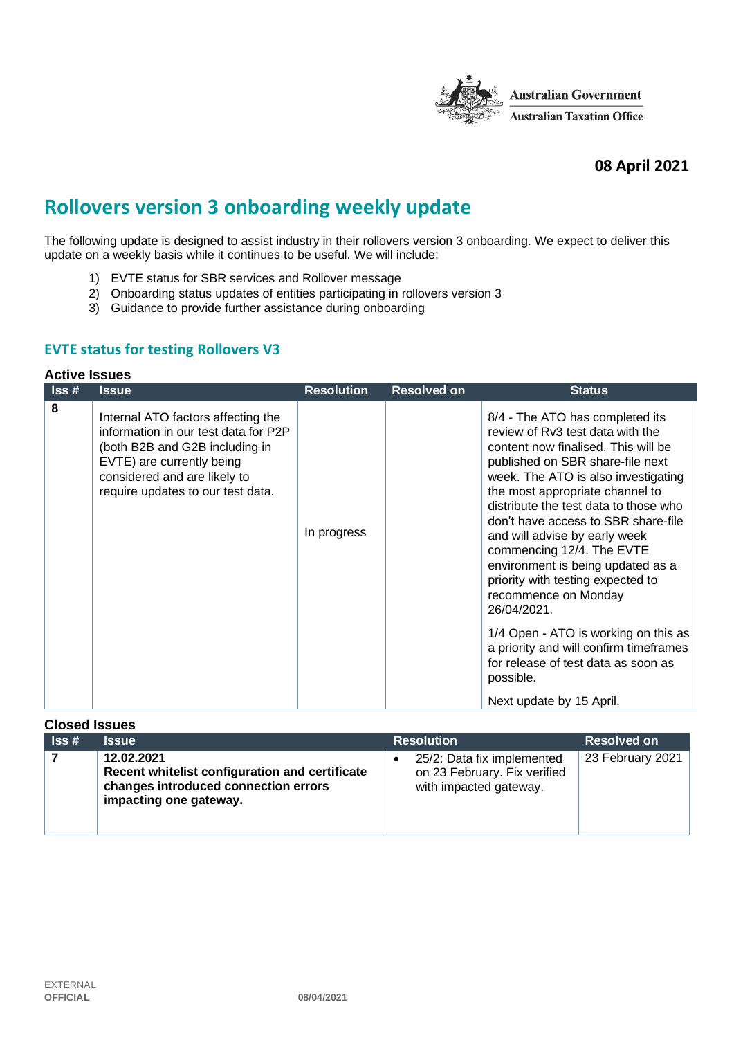Australian Government
Australian Taxation Office

**08 April 2021**

# Rollovers version 3 onboarding weekly update

The following update is designed to assist industry in their rollovers version 3 onboarding. We expect to deliver this update on a weekly basis while it continues to be useful. We will include:

1) EVTE status for SBR services and Rollover message
2) Onboarding status updates of entities participating in rollovers version 3
3) Guidance to provide further assistance during onboarding

## EVTE status for testing Rollovers V3

### Active Issues

| Iss # | Issue | Resolution | Resolved on | Status |
|---|---|---|---|---|
| 8 | Internal ATO factors affecting the information in our test data for P2P (both B2B and G2B including in EVTE) are currently being considered and are likely to require updates to our test data. | In progress | | 8/4 - The ATO has completed its review of Rv3 test data with the content now finalised. This will be published on SBR share-file next week. The ATO is also investigating the most appropriate channel to distribute the test data to those who don't have access to SBR share-file and will advise by early week commencing 12/4. The EVTE environment is being updated as a priority with testing expected to recommence on Monday 26/04/2021.<br><br>1/4 Open - ATO is working on this as a priority and will confirm timeframes for release of test data as soon as possible.<br><br>Next update by 15 April. |

### Closed Issues

| Iss # | Issue | Resolution | Resolved on |
|---|---|---|---|
| 7 | **12.02.2021**<br>**Recent whitelist configuration and certificate changes introduced connection errors impacting one gateway.** | • 25/2: Data fix implemented on 23 February. Fix verified with impacted gateway. | 23 February 2021 |

EXTERNAL
**OFFICIAL**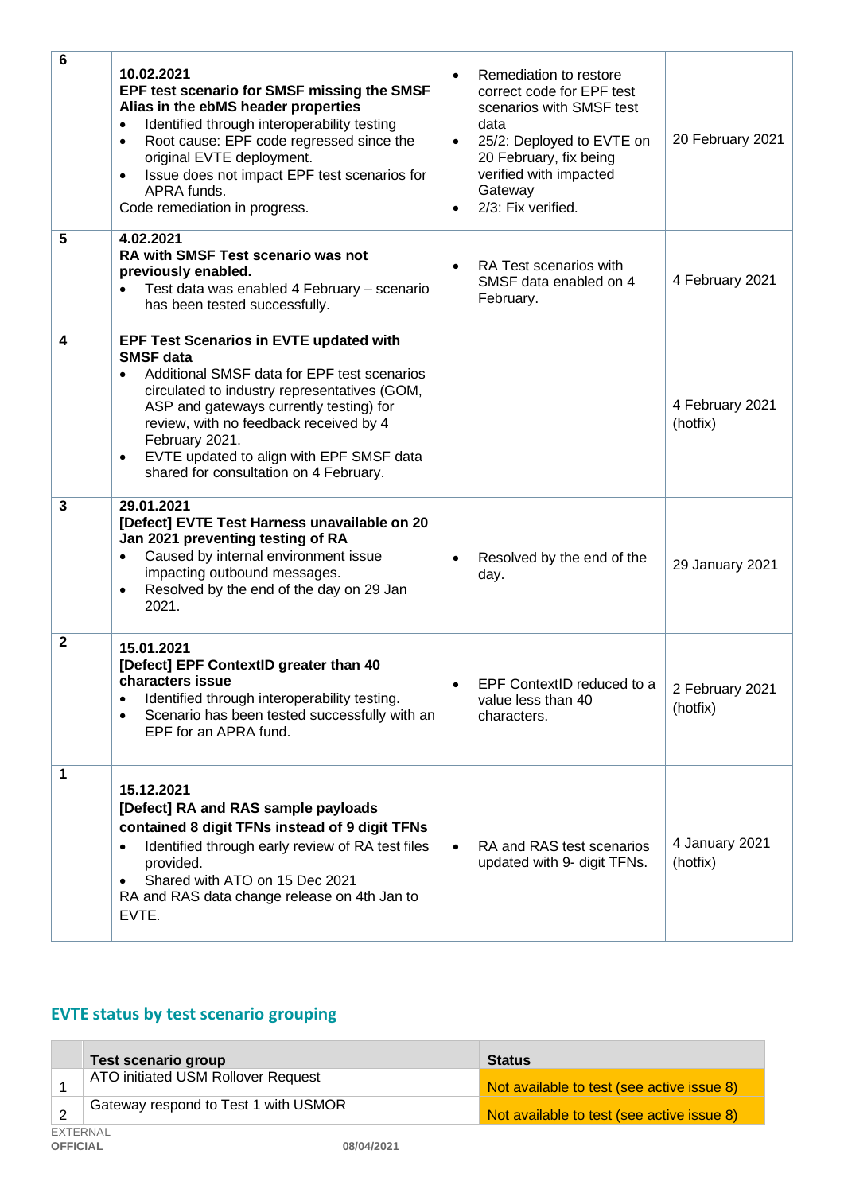| | | | |
|---|---|---|---|
| **6** | **10.02.2021**<br>**EPF test scenario for SMSF missing the SMSF Alias in the ebMS header properties**<br>• Identified through interoperability testing<br>• Root cause: EPF code regressed since the original EVTE deployment.<br>• Issue does not impact EPF test scenarios for APRA funds.<br>Code remediation in progress. | • Remediation to restore correct code for EPF test scenarios with SMSF test data<br>• 25/2: Deployed to EVTE on 20 February, fix being verified with impacted Gateway<br>• 2/3: Fix verified. | 20 February 2021 |
| **5** | **4.02.2021**<br>**RA with SMSF Test scenario was not previously enabled.**<br>• Test data was enabled 4 February – scenario has been tested successfully. | • RA Test scenarios with SMSF data enabled on 4 February. | 4 February 2021 |
| **4** | **EPF Test Scenarios in EVTE updated with SMSF data**<br>• Additional SMSF data for EPF test scenarios circulated to industry representatives (GOM, ASP and gateways currently testing) for review, with no feedback received by 4 February 2021.<br>• EVTE updated to align with EPF SMSF data shared for consultation on 4 February. | | 4 February 2021 (hotfix) |
| **3** | **29.01.2021**<br>**[Defect] EVTE Test Harness unavailable on 20 Jan 2021 preventing testing of RA**<br>• Caused by internal environment issue impacting outbound messages.<br>• Resolved by the end of the day on 29 Jan 2021. | • Resolved by the end of the day. | 29 January 2021 |
| **2** | **15.01.2021**<br>**[Defect] EPF ContextID greater than 40 characters issue**<br>• Identified through interoperability testing.<br>• Scenario has been tested successfully with an EPF for an APRA fund. | • EPF ContextID reduced to a value less than 40 characters. | 2 February 2021 (hotfix) |
| **1** | **15.12.2021**<br>**[Defect] RA and RAS sample payloads contained 8 digit TFNs instead of 9 digit TFNs**<br>• Identified through early review of RA test files provided.<br>• Shared with ATO on 15 Dec 2021<br>RA and RAS data change release on 4th Jan to EVTE. | • RA and RAS test scenarios updated with 9- digit TFNs. | 4 January 2021 (hotfix) |

## EVTE status by test scenario grouping

| | Test scenario group | Status |
|---|---|---|
| 1 | ATO initiated USM Rollover Request | Not available to test (see active issue 8) |
| 2 | Gateway respond to Test 1 with USMOR | Not available to test (see active issue 8) |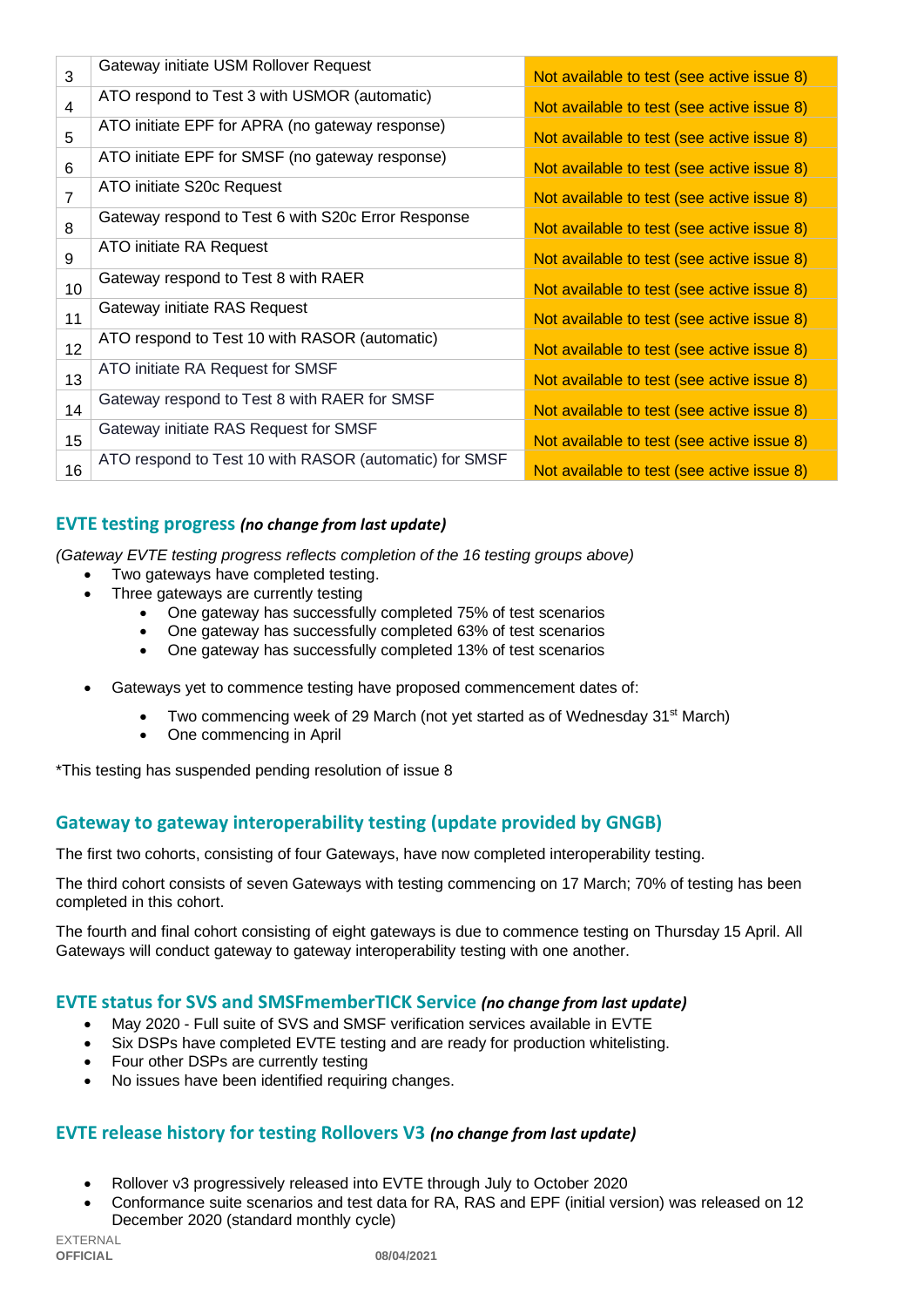| | | |
|---|---|---|
| 3 | Gateway initiate USM Rollover Request | Not available to test (see active issue 8) |
| 4 | ATO respond to Test 3 with USMOR (automatic) | Not available to test (see active issue 8) |
| 5 | ATO initiate EPF for APRA (no gateway response) | Not available to test (see active issue 8) |
| 6 | ATO initiate EPF for SMSF (no gateway response) | Not available to test (see active issue 8) |
| 7 | ATO initiate S20c Request | Not available to test (see active issue 8) |
| 8 | Gateway respond to Test 6 with S20c Error Response | Not available to test (see active issue 8) |
| 9 | ATO initiate RA Request | Not available to test (see active issue 8) |
| 10 | Gateway respond to Test 8 with RAER | Not available to test (see active issue 8) |
| 11 | Gateway initiate RAS Request | Not available to test (see active issue 8) |
| 12 | ATO respond to Test 10 with RASOR (automatic) | Not available to test (see active issue 8) |
| 13 | ATO initiate RA Request for SMSF | Not available to test (see active issue 8) |
| 14 | Gateway respond to Test 8 with RAER for SMSF | Not available to test (see active issue 8) |
| 15 | Gateway initiate RAS Request for SMSF | Not available to test (see active issue 8) |
| 16 | ATO respond to Test 10 with RASOR (automatic) for SMSF | Not available to test (see active issue 8) |

### EVTE testing progress *(no change from last update)*

*(Gateway EVTE testing progress reflects completion of the 16 testing groups above)*

- Two gateways have completed testing.
- Three gateways are currently testing
  - One gateway has successfully completed 75% of test scenarios
  - One gateway has successfully completed 63% of test scenarios
  - One gateway has successfully completed 13% of test scenarios
- Gateways yet to commence testing have proposed commencement dates of:
  - Two commencing week of 29 March (not yet started as of Wednesday 31st March)
  - One commencing in April

*This testing has suspended pending resolution of issue 8

### Gateway to gateway interoperability testing (update provided by GNGB)

The first two cohorts, consisting of four Gateways, have now completed interoperability testing.

The third cohort consists of seven Gateways with testing commencing on 17 March; 70% of testing has been completed in this cohort.

The fourth and final cohort consisting of eight gateways is due to commence testing on Thursday 15 April. All Gateways will conduct gateway to gateway interoperability testing with one another.

### EVTE status for SVS and SMSFmemberTICK Service *(no change from last update)*

- May 2020 - Full suite of SVS and SMSF verification services available in EVTE
- Six DSPs have completed EVTE testing and are ready for production whitelisting.
- Four other DSPs are currently testing
- No issues have been identified requiring changes.

### EVTE release history for testing Rollovers V3 *(no change from last update)*

- Rollover v3 progressively released into EVTE through July to October 2020
- Conformance suite scenarios and test data for RA, RAS and EPF (initial version) was released on 12 December 2020 (standard monthly cycle)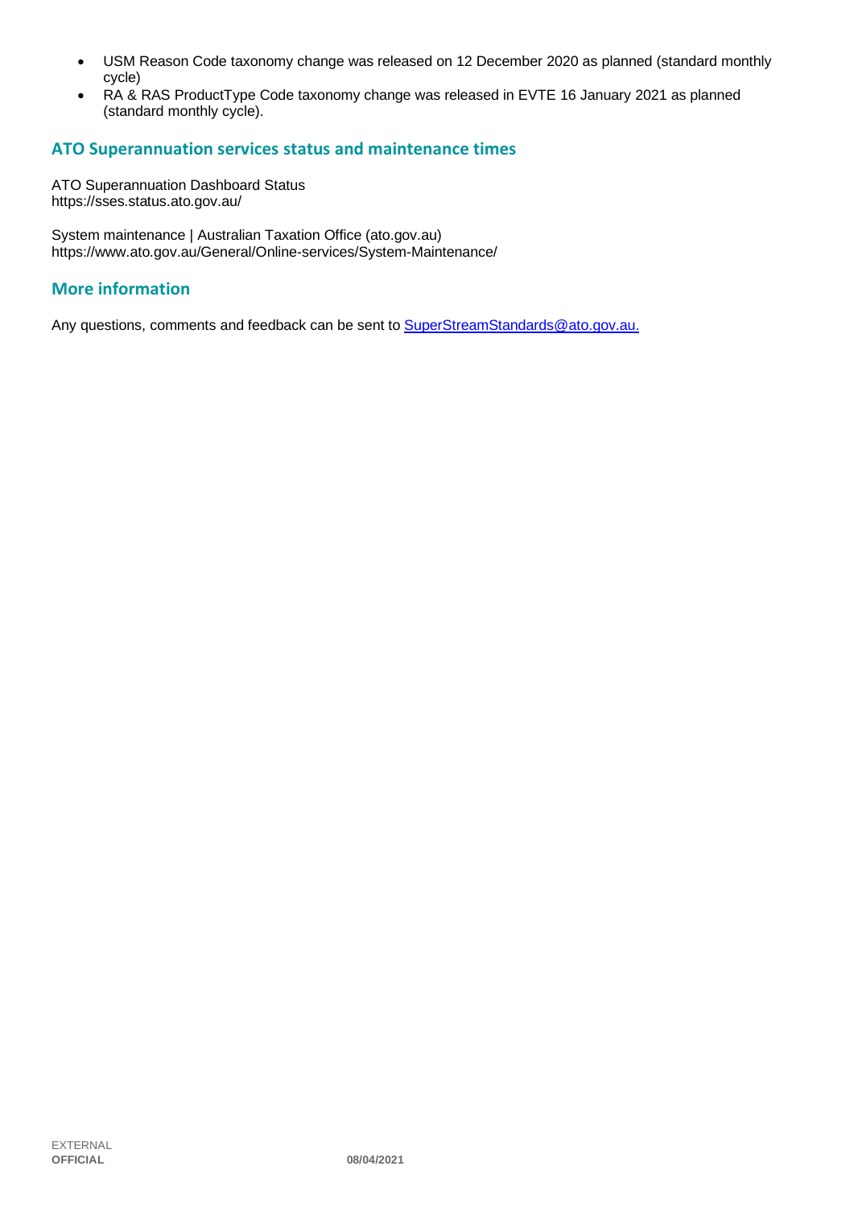- USM Reason Code taxonomy change was released on 12 December 2020 as planned (standard monthly cycle)
- RA & RAS ProductType Code taxonomy change was released in EVTE 16 January 2021 as planned (standard monthly cycle).

## ATO Superannuation services status and maintenance times

ATO Superannuation Dashboard Status
https://sses.status.ato.gov.au/

System maintenance | Australian Taxation Office (ato.gov.au)
https://www.ato.gov.au/General/Online-services/System-Maintenance/

## More information

Any questions, comments and feedback can be sent to SuperStreamStandards@ato.gov.au.